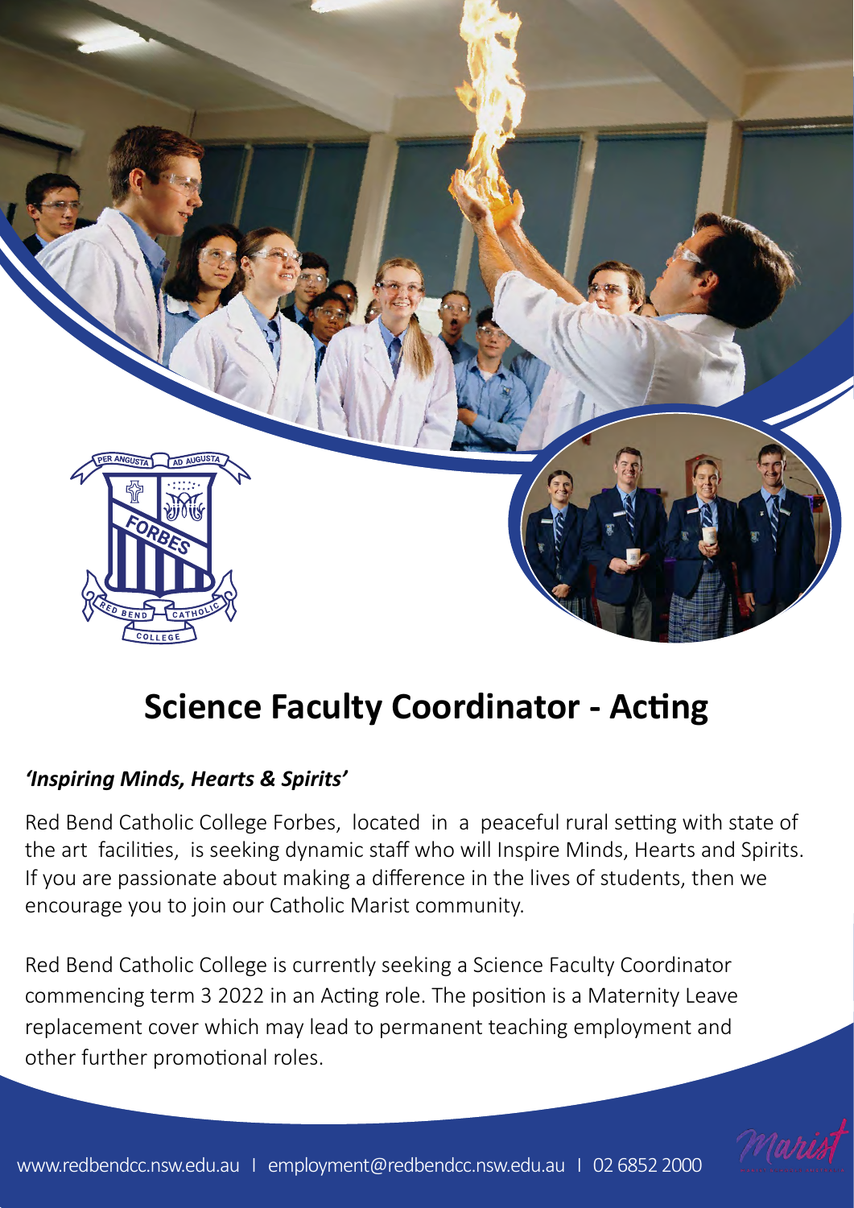# Science Faculty Coordinator - Acting

***'Inspiring Minds, Hearts & Spirits'***

Red Bend Catholic College Forbes, located in a peaceful rural setting with state of the art facilities, is seeking dynamic staff who will Inspire Minds, Hearts and Spirits. If you are passionate about making a difference in the lives of students, then we encourage you to join our Catholic Marist community.

Red Bend Catholic College is currently seeking a Science Faculty Coordinator commencing term 3 2022 in an Acting role. The position is a Maternity Leave replacement cover which may lead to permanent teaching employment and other further promotional roles.

www.redbendcc.nsw.edu.au | employment@redbendcc.nsw.edu.au | 02 6852 2000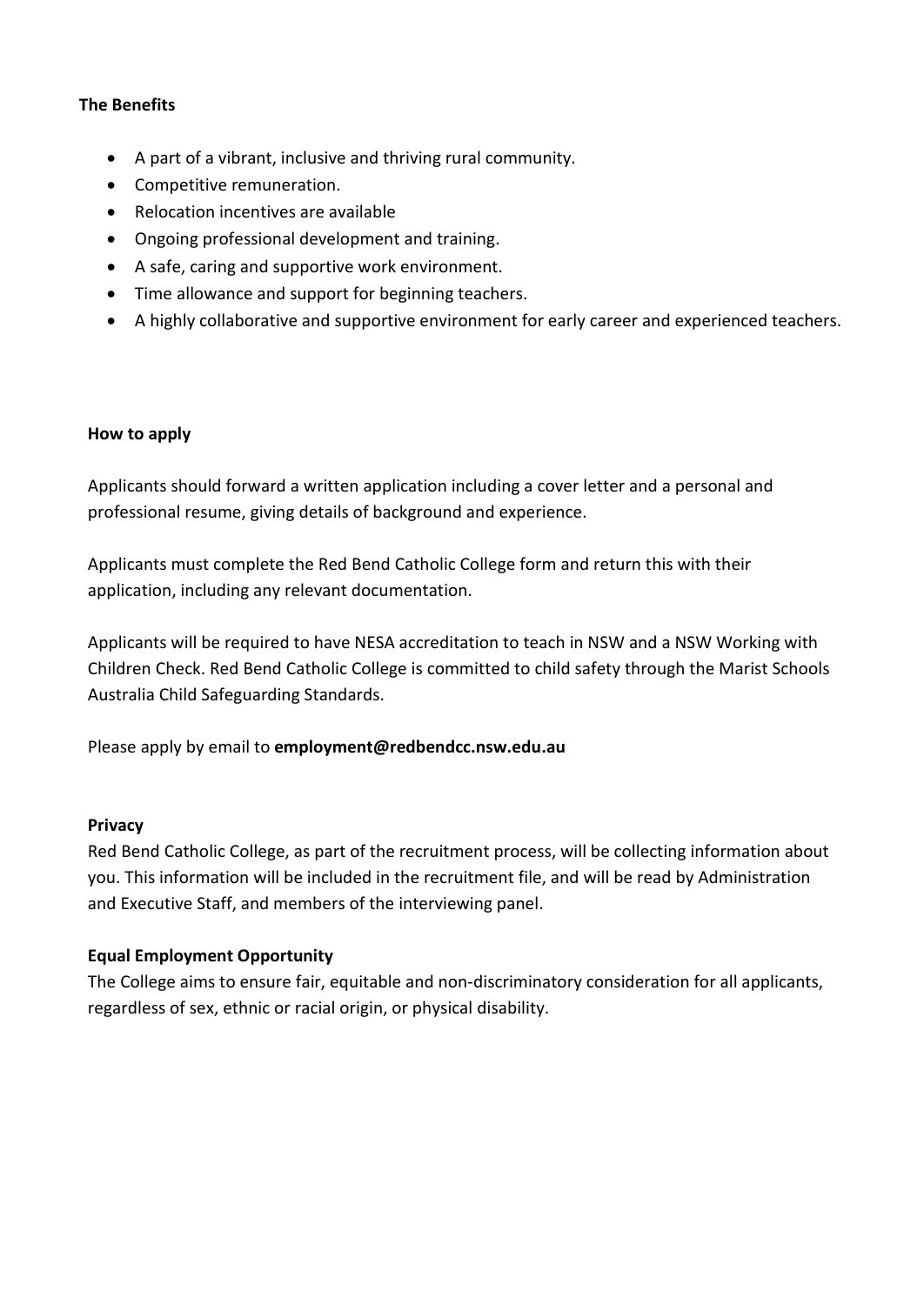**The Benefits**

- A part of a vibrant, inclusive and thriving rural community.
- Competitive remuneration.
- Relocation incentives are available
- Ongoing professional development and training.
- A safe, caring and supportive work environment.
- Time allowance and support for beginning teachers.
- A highly collaborative and supportive environment for early career and experienced teachers.

**How to apply**

Applicants should forward a written application including a cover letter and a personal and professional resume, giving details of background and experience.

Applicants must complete the Red Bend Catholic College form and return this with their application, including any relevant documentation.

Applicants will be required to have NESA accreditation to teach in NSW and a NSW Working with Children Check. Red Bend Catholic College is committed to child safety through the Marist Schools Australia Child Safeguarding Standards.

Please apply by email to **employment@redbendcc.nsw.edu.au**

**Privacy**

Red Bend Catholic College, as part of the recruitment process, will be collecting information about you. This information will be included in the recruitment file, and will be read by Administration and Executive Staff, and members of the interviewing panel.

**Equal Employment Opportunity**

The College aims to ensure fair, equitable and non-discriminatory consideration for all applicants, regardless of sex, ethnic or racial origin, or physical disability.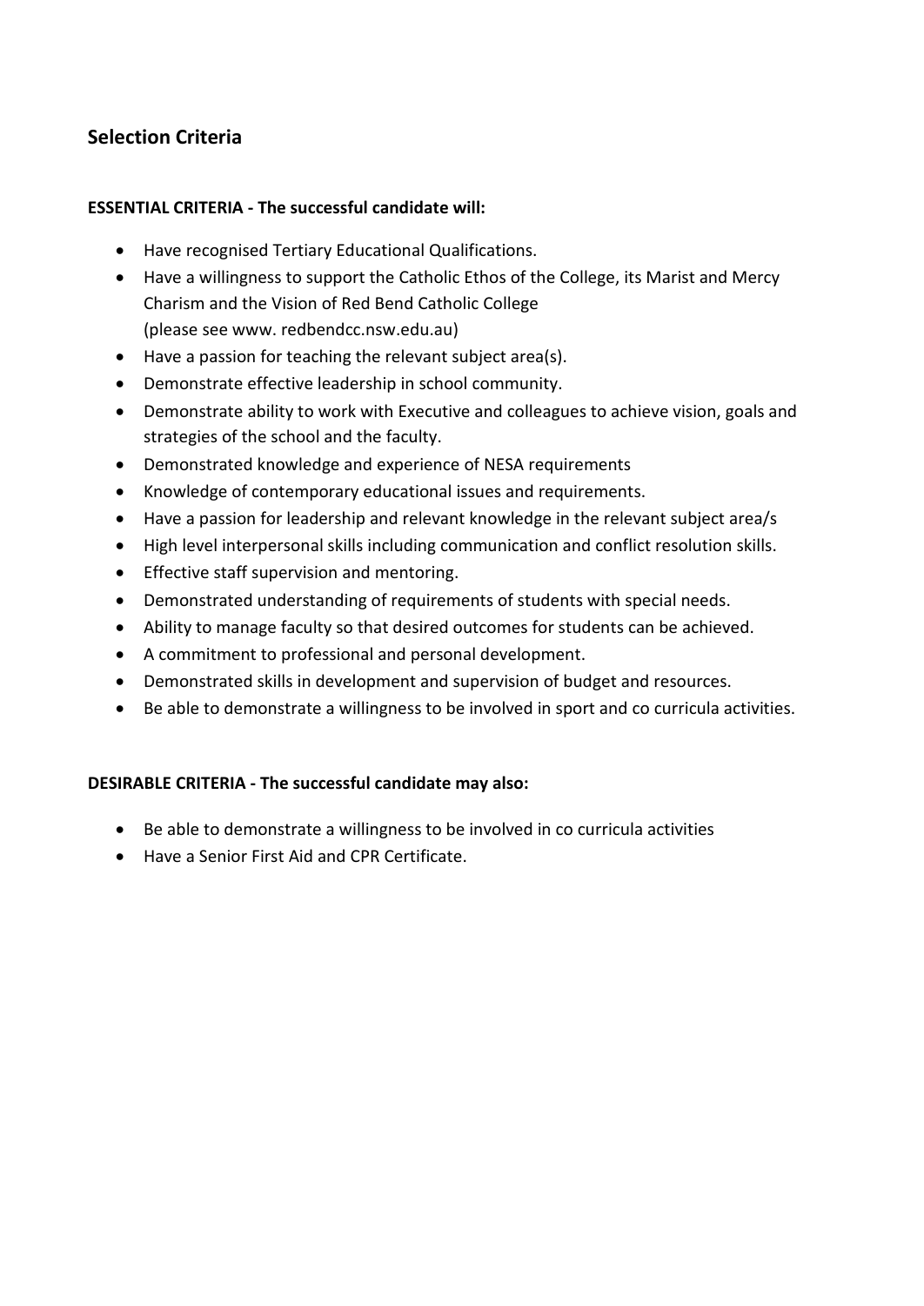## Selection Criteria

**ESSENTIAL CRITERIA - The successful candidate will:**

- Have recognised Tertiary Educational Qualifications.
- Have a willingness to support the Catholic Ethos of the College, its Marist and Mercy Charism and the Vision of Red Bend Catholic College (please see www. redbendcc.nsw.edu.au)
- Have a passion for teaching the relevant subject area(s).
- Demonstrate effective leadership in school community.
- Demonstrate ability to work with Executive and colleagues to achieve vision, goals and strategies of the school and the faculty.
- Demonstrated knowledge and experience of NESA requirements
- Knowledge of contemporary educational issues and requirements.
- Have a passion for leadership and relevant knowledge in the relevant subject area/s
- High level interpersonal skills including communication and conflict resolution skills.
- Effective staff supervision and mentoring.
- Demonstrated understanding of requirements of students with special needs.
- Ability to manage faculty so that desired outcomes for students can be achieved.
- A commitment to professional and personal development.
- Demonstrated skills in development and supervision of budget and resources.
- Be able to demonstrate a willingness to be involved in sport and co curricula activities.

**DESIRABLE CRITERIA - The successful candidate may also:**

- Be able to demonstrate a willingness to be involved in co curricula activities
- Have a Senior First Aid and CPR Certificate.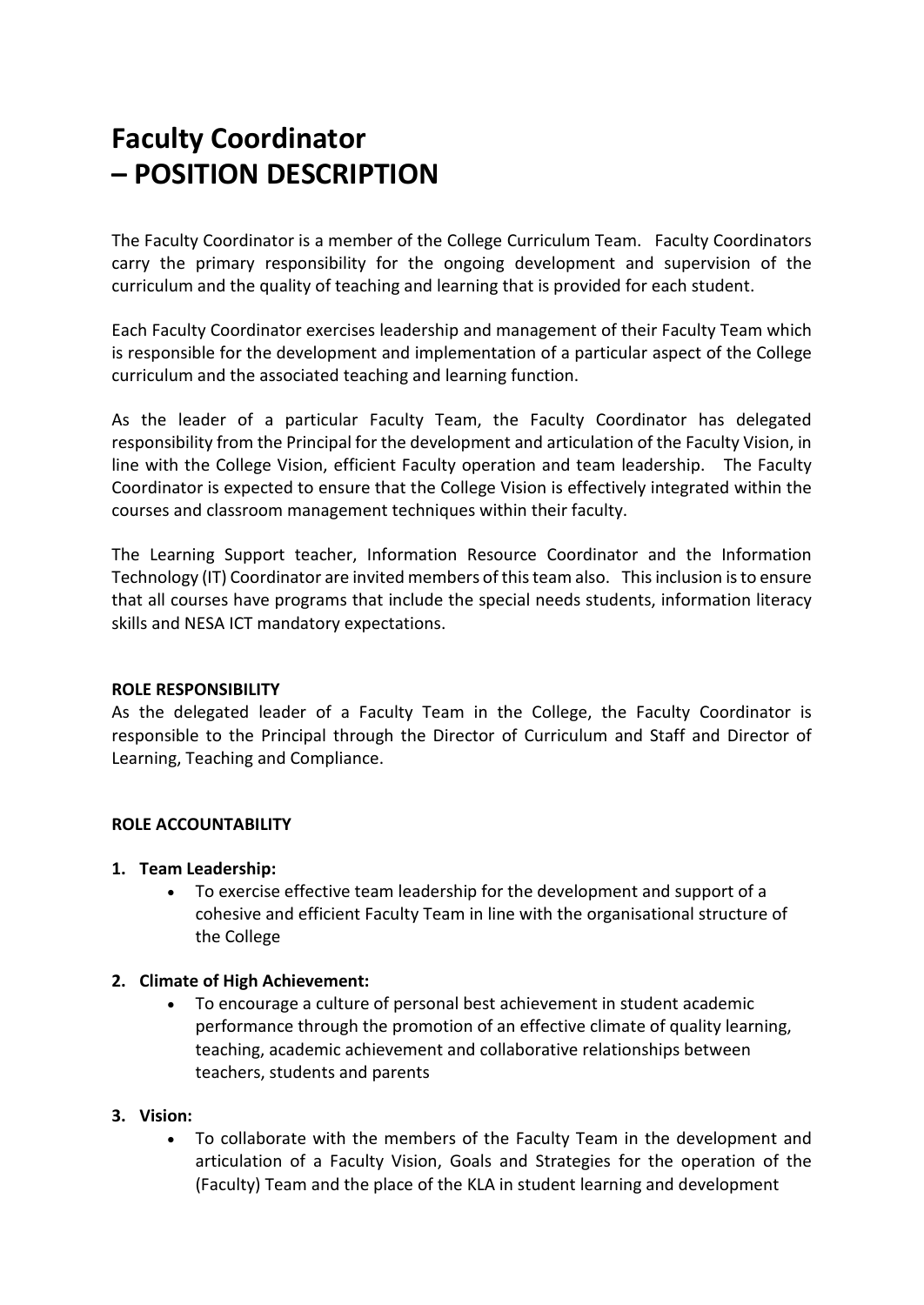# Faculty Coordinator
# – POSITION DESCRIPTION

The Faculty Coordinator is a member of the College Curriculum Team. Faculty Coordinators carry the primary responsibility for the ongoing development and supervision of the curriculum and the quality of teaching and learning that is provided for each student.

Each Faculty Coordinator exercises leadership and management of their Faculty Team which is responsible for the development and implementation of a particular aspect of the College curriculum and the associated teaching and learning function.

As the leader of a particular Faculty Team, the Faculty Coordinator has delegated responsibility from the Principal for the development and articulation of the Faculty Vision, in line with the College Vision, efficient Faculty operation and team leadership. The Faculty Coordinator is expected to ensure that the College Vision is effectively integrated within the courses and classroom management techniques within their faculty.

The Learning Support teacher, Information Resource Coordinator and the Information Technology (IT) Coordinator are invited members of this team also. This inclusion is to ensure that all courses have programs that include the special needs students, information literacy skills and NESA ICT mandatory expectations.

**ROLE RESPONSIBILITY**

As the delegated leader of a Faculty Team in the College, the Faculty Coordinator is responsible to the Principal through the Director of Curriculum and Staff and Director of Learning, Teaching and Compliance.

**ROLE ACCOUNTABILITY**

1. **Team Leadership:**
   - To exercise effective team leadership for the development and support of a cohesive and efficient Faculty Team in line with the organisational structure of the College

2. **Climate of High Achievement:**
   - To encourage a culture of personal best achievement in student academic performance through the promotion of an effective climate of quality learning, teaching, academic achievement and collaborative relationships between teachers, students and parents

3. **Vision:**
   - To collaborate with the members of the Faculty Team in the development and articulation of a Faculty Vision, Goals and Strategies for the operation of the (Faculty) Team and the place of the KLA in student learning and development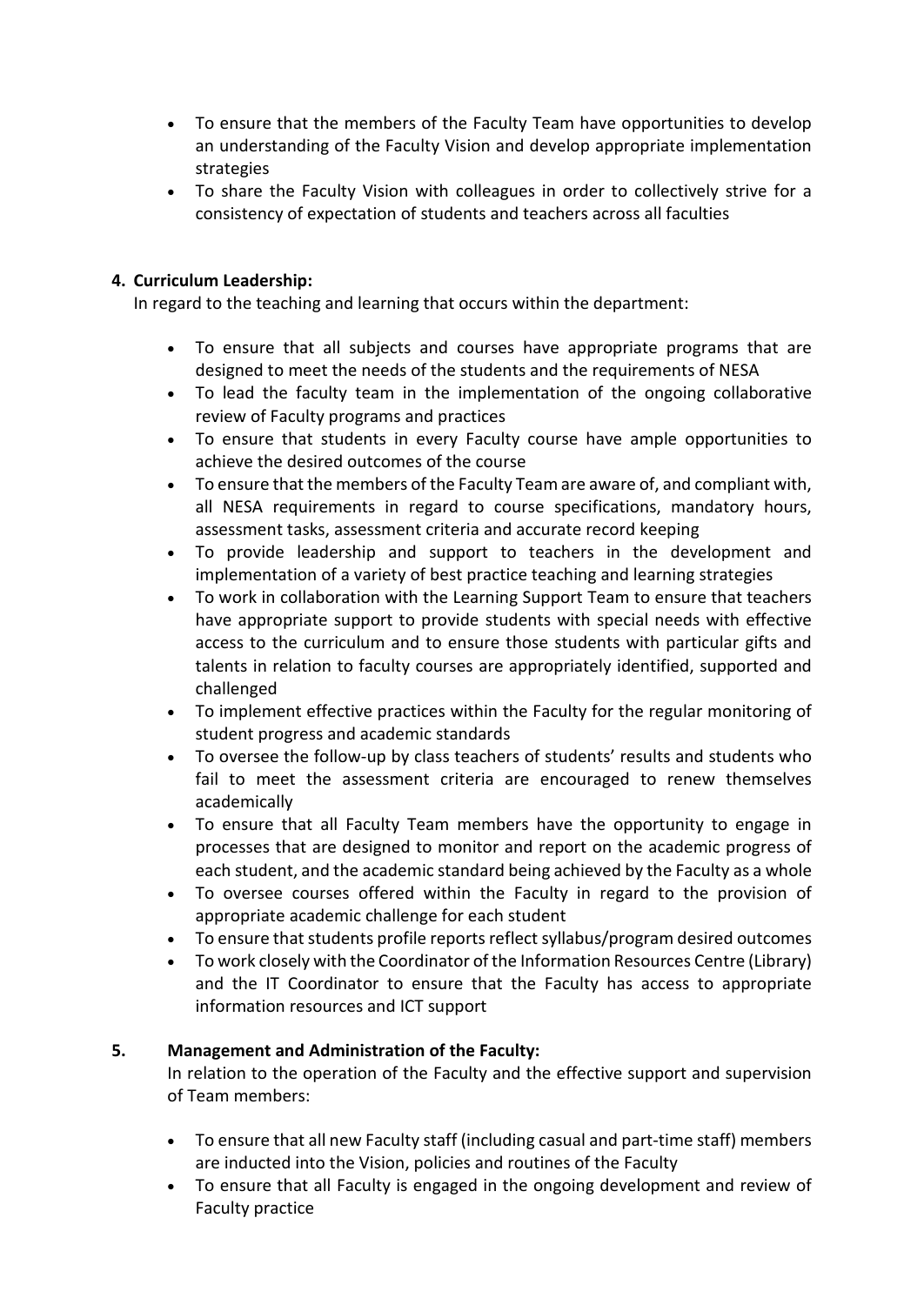- To ensure that the members of the Faculty Team have opportunities to develop an understanding of the Faculty Vision and develop appropriate implementation strategies
- To share the Faculty Vision with colleagues in order to collectively strive for a consistency of expectation of students and teachers across all faculties

**4. Curriculum Leadership:**

In regard to the teaching and learning that occurs within the department:

- To ensure that all subjects and courses have appropriate programs that are designed to meet the needs of the students and the requirements of NESA
- To lead the faculty team in the implementation of the ongoing collaborative review of Faculty programs and practices
- To ensure that students in every Faculty course have ample opportunities to achieve the desired outcomes of the course
- To ensure that the members of the Faculty Team are aware of, and compliant with, all NESA requirements in regard to course specifications, mandatory hours, assessment tasks, assessment criteria and accurate record keeping
- To provide leadership and support to teachers in the development and implementation of a variety of best practice teaching and learning strategies
- To work in collaboration with the Learning Support Team to ensure that teachers have appropriate support to provide students with special needs with effective access to the curriculum and to ensure those students with particular gifts and talents in relation to faculty courses are appropriately identified, supported and challenged
- To implement effective practices within the Faculty for the regular monitoring of student progress and academic standards
- To oversee the follow-up by class teachers of students' results and students who fail to meet the assessment criteria are encouraged to renew themselves academically
- To ensure that all Faculty Team members have the opportunity to engage in processes that are designed to monitor and report on the academic progress of each student, and the academic standard being achieved by the Faculty as a whole
- To oversee courses offered within the Faculty in regard to the provision of appropriate academic challenge for each student
- To ensure that students profile reports reflect syllabus/program desired outcomes
- To work closely with the Coordinator of the Information Resources Centre (Library) and the IT Coordinator to ensure that the Faculty has access to appropriate information resources and ICT support

**5. Management and Administration of the Faculty:**

In relation to the operation of the Faculty and the effective support and supervision of Team members:

- To ensure that all new Faculty staff (including casual and part-time staff) members are inducted into the Vision, policies and routines of the Faculty
- To ensure that all Faculty is engaged in the ongoing development and review of Faculty practice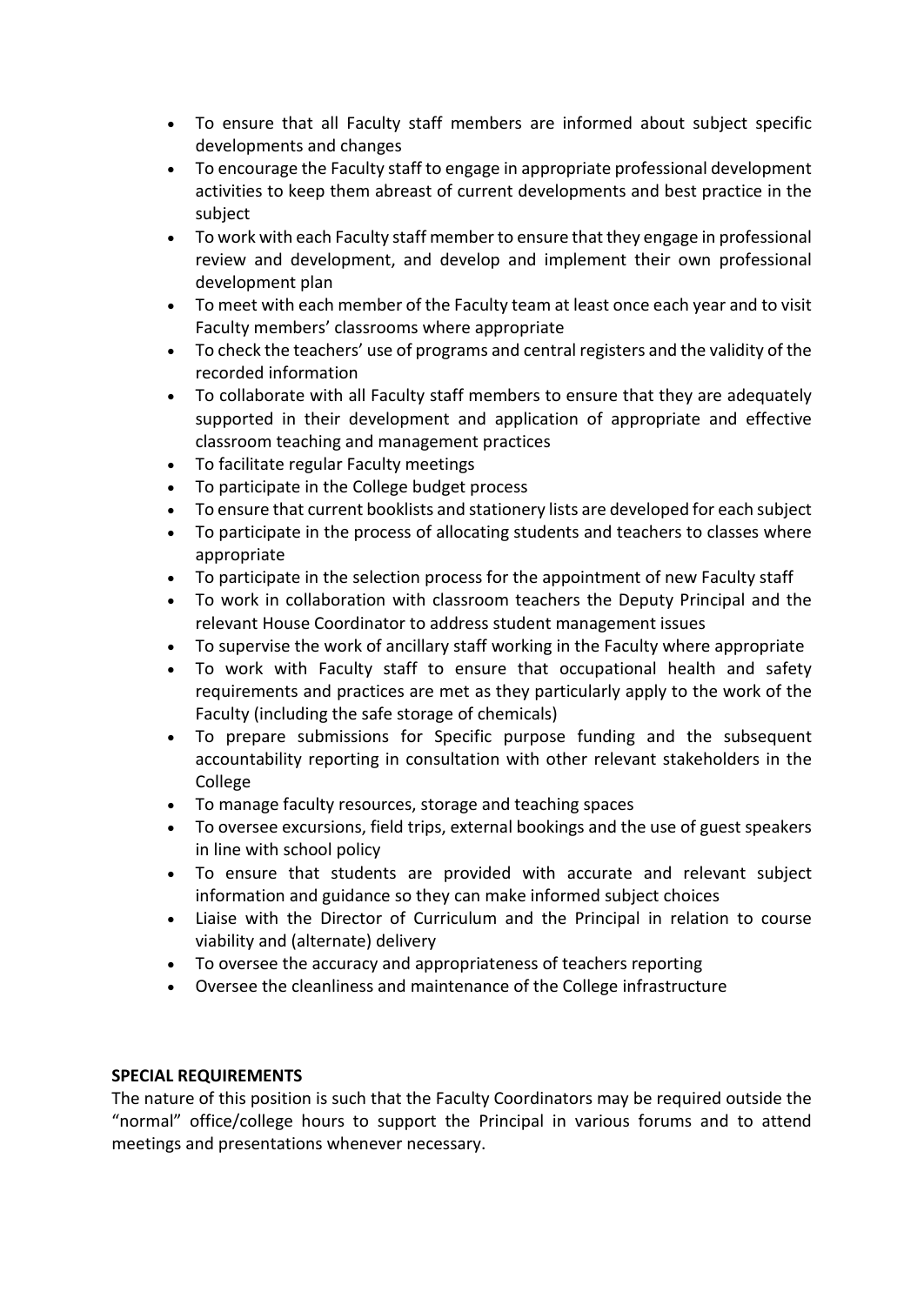- To ensure that all Faculty staff members are informed about subject specific developments and changes
- To encourage the Faculty staff to engage in appropriate professional development activities to keep them abreast of current developments and best practice in the subject
- To work with each Faculty staff member to ensure that they engage in professional review and development, and develop and implement their own professional development plan
- To meet with each member of the Faculty team at least once each year and to visit Faculty members' classrooms where appropriate
- To check the teachers' use of programs and central registers and the validity of the recorded information
- To collaborate with all Faculty staff members to ensure that they are adequately supported in their development and application of appropriate and effective classroom teaching and management practices
- To facilitate regular Faculty meetings
- To participate in the College budget process
- To ensure that current booklists and stationery lists are developed for each subject
- To participate in the process of allocating students and teachers to classes where appropriate
- To participate in the selection process for the appointment of new Faculty staff
- To work in collaboration with classroom teachers the Deputy Principal and the relevant House Coordinator to address student management issues
- To supervise the work of ancillary staff working in the Faculty where appropriate
- To work with Faculty staff to ensure that occupational health and safety requirements and practices are met as they particularly apply to the work of the Faculty (including the safe storage of chemicals)
- To prepare submissions for Specific purpose funding and the subsequent accountability reporting in consultation with other relevant stakeholders in the College
- To manage faculty resources, storage and teaching spaces
- To oversee excursions, field trips, external bookings and the use of guest speakers in line with school policy
- To ensure that students are provided with accurate and relevant subject information and guidance so they can make informed subject choices
- Liaise with the Director of Curriculum and the Principal in relation to course viability and (alternate) delivery
- To oversee the accuracy and appropriateness of teachers reporting
- Oversee the cleanliness and maintenance of the College infrastructure

**SPECIAL REQUIREMENTS**

The nature of this position is such that the Faculty Coordinators may be required outside the "normal" office/college hours to support the Principal in various forums and to attend meetings and presentations whenever necessary.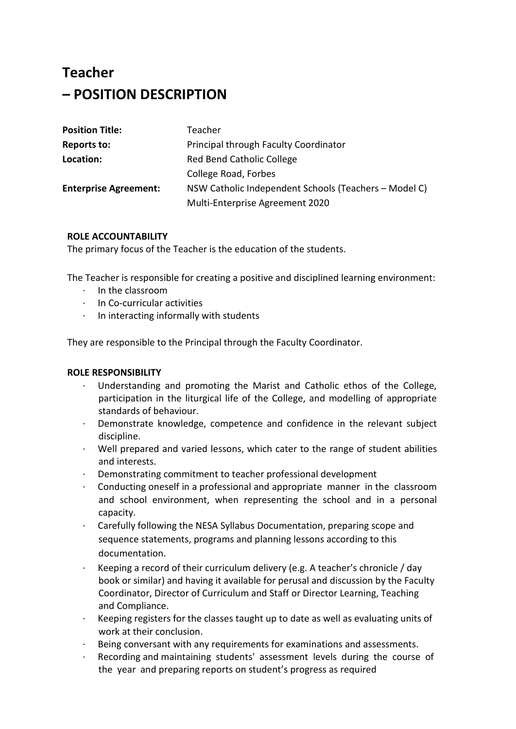# Teacher
# – POSITION DESCRIPTION

| | |
|---|---|
| **Position Title:** | Teacher |
| **Reports to:** | Principal through Faculty Coordinator |
| **Location:** | Red Bend Catholic College<br>College Road, Forbes |
| **Enterprise Agreement:** | NSW Catholic Independent Schools (Teachers – Model C) Multi-Enterprise Agreement 2020 |

**ROLE ACCOUNTABILITY**

The primary focus of the Teacher is the education of the students.

The Teacher is responsible for creating a positive and disciplined learning environment:

- In the classroom
- In Co-curricular activities
- In interacting informally with students

They are responsible to the Principal through the Faculty Coordinator.

**ROLE RESPONSIBILITY**

- Understanding and promoting the Marist and Catholic ethos of the College, participation in the liturgical life of the College, and modelling of appropriate standards of behaviour.
- Demonstrate knowledge, competence and confidence in the relevant subject discipline.
- Well prepared and varied lessons, which cater to the range of student abilities and interests.
- Demonstrating commitment to teacher professional development
- Conducting oneself in a professional and appropriate manner in the classroom and school environment, when representing the school and in a personal capacity.
- Carefully following the NESA Syllabus Documentation, preparing scope and sequence statements, programs and planning lessons according to this documentation.
- Keeping a record of their curriculum delivery (e.g. A teacher's chronicle / day book or similar) and having it available for perusal and discussion by the Faculty Coordinator, Director of Curriculum and Staff or Director Learning, Teaching and Compliance.
- Keeping registers for the classes taught up to date as well as evaluating units of work at their conclusion.
- Being conversant with any requirements for examinations and assessments.
- Recording and maintaining students' assessment levels during the course of the year and preparing reports on student's progress as required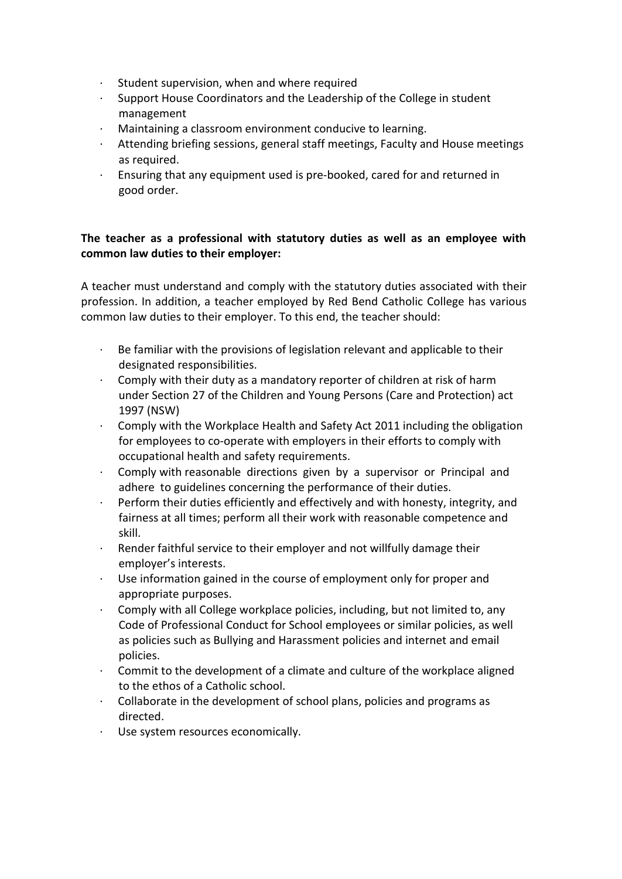- Student supervision, when and where required
- Support House Coordinators and the Leadership of the College in student management
- Maintaining a classroom environment conducive to learning.
- Attending briefing sessions, general staff meetings, Faculty and House meetings as required.
- Ensuring that any equipment used is pre-booked, cared for and returned in good order.

**The teacher as a professional with statutory duties as well as an employee with common law duties to their employer:**

A teacher must understand and comply with the statutory duties associated with their profession. In addition, a teacher employed by Red Bend Catholic College has various common law duties to their employer. To this end, the teacher should:

- Be familiar with the provisions of legislation relevant and applicable to their designated responsibilities.
- Comply with their duty as a mandatory reporter of children at risk of harm under Section 27 of the Children and Young Persons (Care and Protection) act 1997 (NSW)
- Comply with the Workplace Health and Safety Act 2011 including the obligation for employees to co-operate with employers in their efforts to comply with occupational health and safety requirements.
- Comply with reasonable directions given by a supervisor or Principal and adhere to guidelines concerning the performance of their duties.
- Perform their duties efficiently and effectively and with honesty, integrity, and fairness at all times; perform all their work with reasonable competence and skill.
- Render faithful service to their employer and not willfully damage their employer's interests.
- Use information gained in the course of employment only for proper and appropriate purposes.
- Comply with all College workplace policies, including, but not limited to, any Code of Professional Conduct for School employees or similar policies, as well as policies such as Bullying and Harassment policies and internet and email policies.
- Commit to the development of a climate and culture of the workplace aligned to the ethos of a Catholic school.
- Collaborate in the development of school plans, policies and programs as directed.
- Use system resources economically.